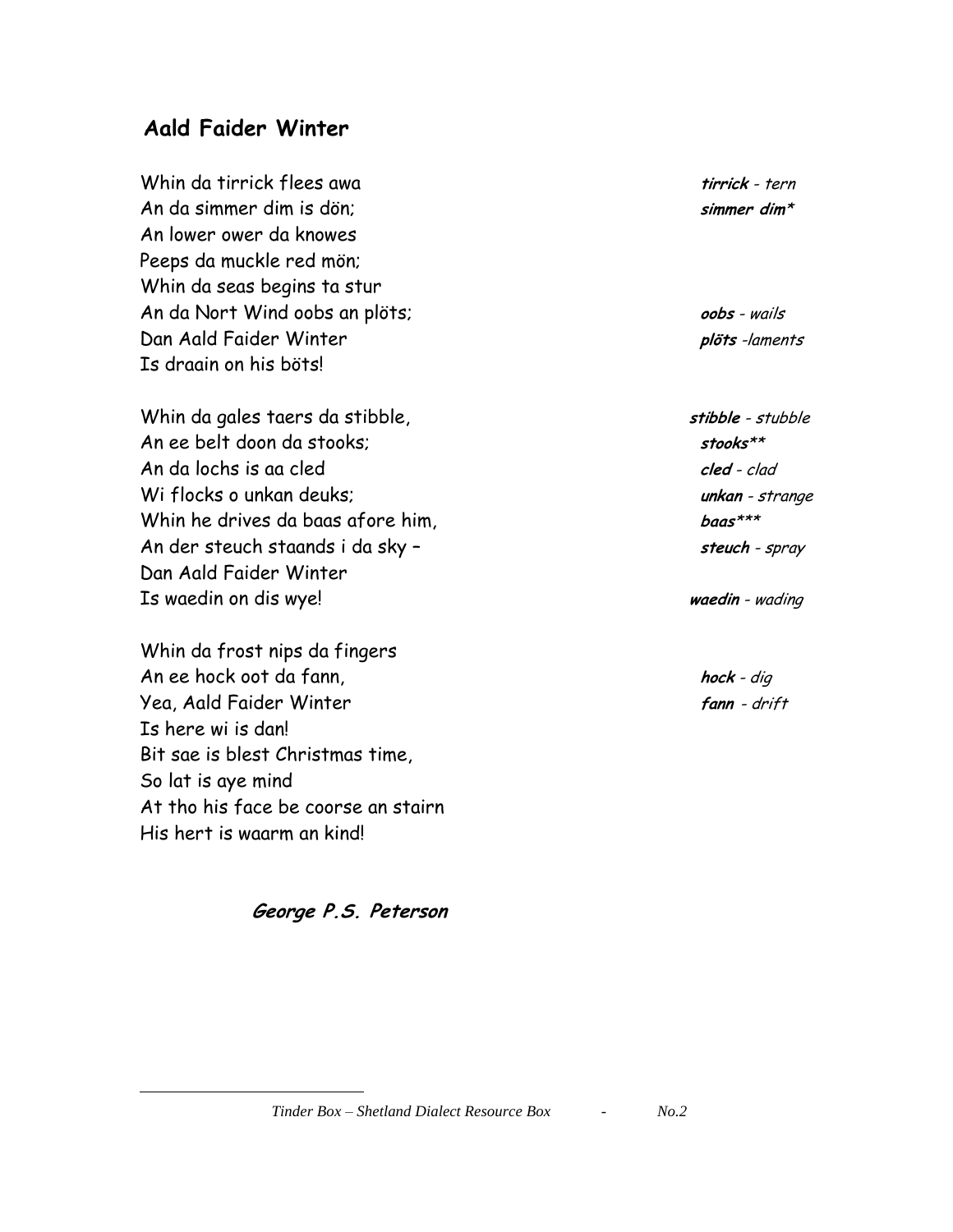## Aald Faider Winter

Whin da tirrick flees awa — ***tirrick*** *- tern*
An da simmer dim is dön; — ***simmer dim****
An lower ower da knowes
Peeps da muckle red mön;
Whin da seas begins ta stur
An da Nort Wind oobs an plöts; — ***oobs*** *- wails*
Dan Aald Faider Winter — ***plöts*** *-laments*
Is draain on his böts!

Whin da gales taers da stibble, — ***stibble*** *- stubble*
An ee belt doon da stooks; — ***stooks*****
An da lochs is aa cled — ***cled*** *- clad*
Wi flocks o unkan deuks; — ***unkan*** *- strange*
Whin he drives da baas afore him, — ***baas******
An der steuch staands i da sky – — ***steuch*** *- spray*
Dan Aald Faider Winter
Is waedin on dis wye! — ***waedin*** *- wading*

Whin da frost nips da fingers
An ee hock oot da fann, — ***hock*** *- dig*
Yea, Aald Faider Winter — ***fann*** *- drift*
Is here wi is dan!
Bit sae is blest Christmas time,
So lat is aye mind
At tho his face be coorse an stairn
His hert is waarm an kind!

***George P.S. Peterson***

*Tinder Box – Shetland Dialect Resource Box - No.2*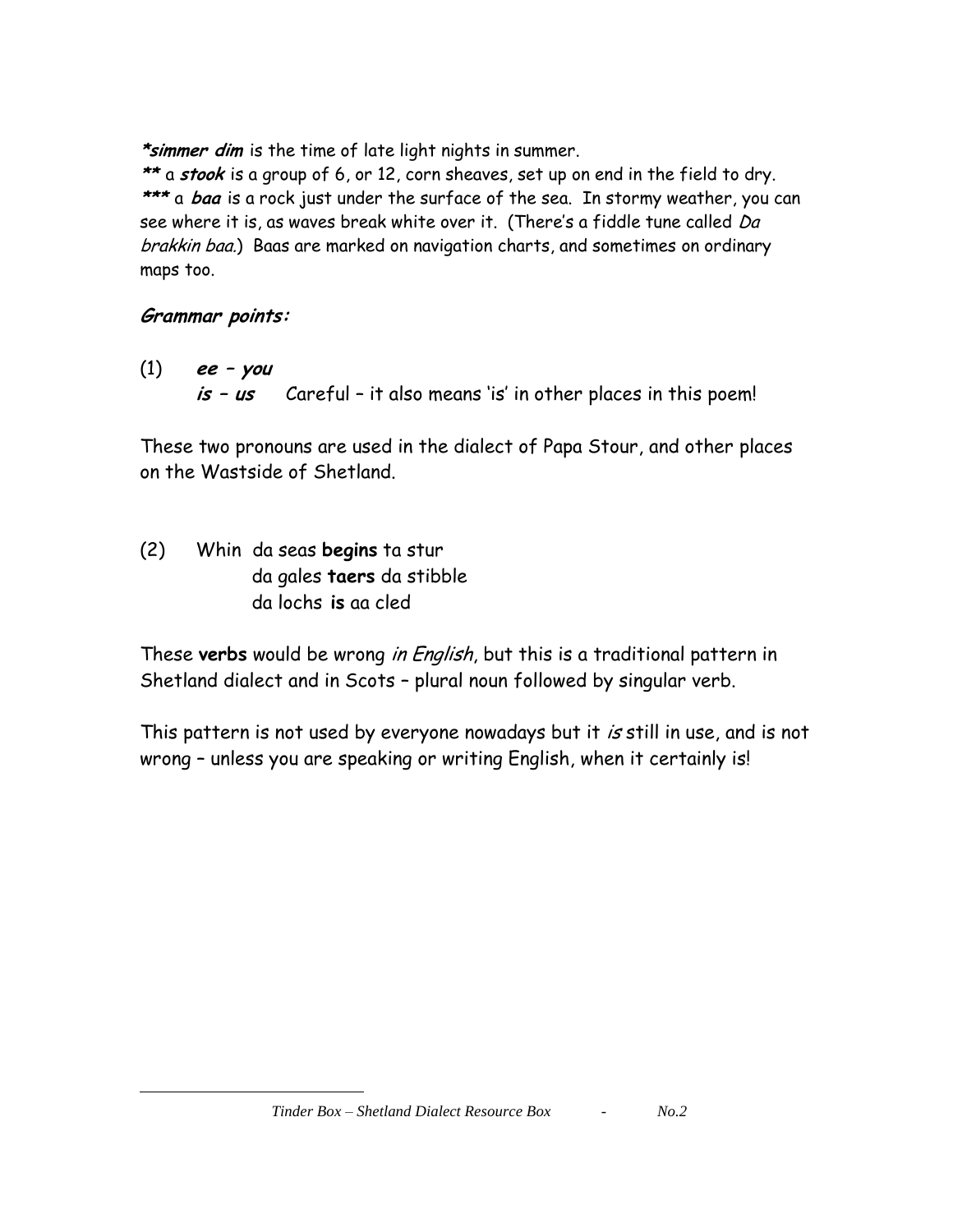***simmer dim*** is the time of late light nights in summer.
****** a ***stook*** is a group of 6, or 12, corn sheaves, set up on end in the field to dry.
******* a ***baa*** is a rock just under the surface of the sea. In stormy weather, you can see where it is, as waves break white over it. (There's a fiddle tune called *Da brakkin baa*.) Baas are marked on navigation charts, and sometimes on ordinary maps too.

***Grammar points:***

(1) ***ee – you***
***is – us*** Careful – it also means 'is' in other places in this poem!

These two pronouns are used in the dialect of Papa Stour, and other places on the Wastside of Shetland.

(2) Whin da seas **begins** ta stur
da gales **taers** da stibble
da lochs **is** aa cled

These **verbs** would be wrong *in English*, but this is a traditional pattern in Shetland dialect and in Scots – plural noun followed by singular verb.

This pattern is not used by everyone nowadays but it *is* still in use, and is not wrong – unless you are speaking or writing English, when it certainly is!